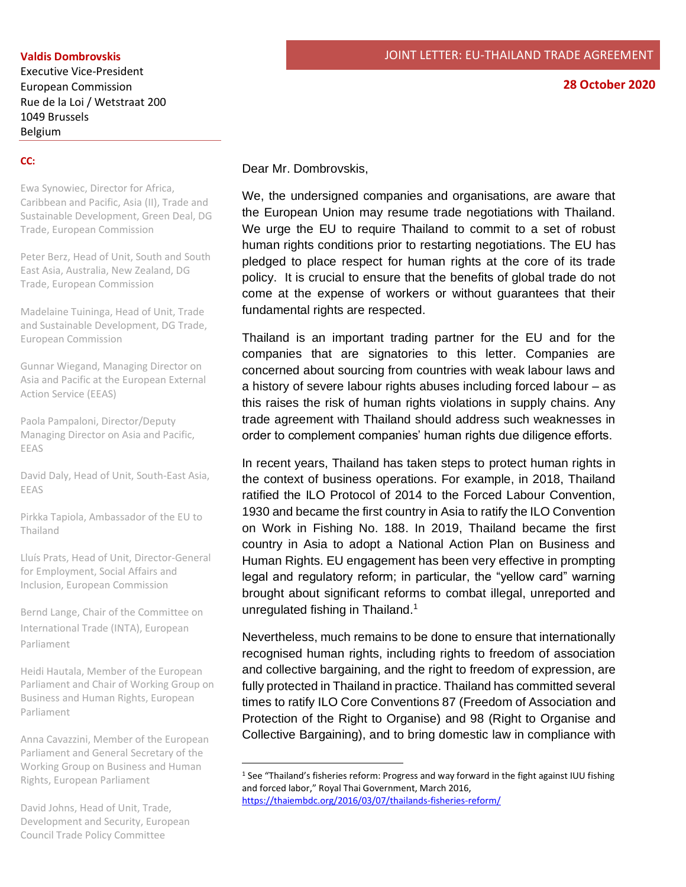**JOINT LETTER: EU-THAILAND TRADE AGREEMENT**

**28 October 2020**

**Valdis Dombrovskis**
Executive Vice-President
European Commission
Rue de la Loi / Wetstraat 200
1049 Brussels
Belgium

**CC:**

Ewa Synowiec, Director for Africa, Caribbean and Pacific, Asia (II), Trade and Sustainable Development, Green Deal, DG Trade, European Commission

Peter Berz, Head of Unit, South and South East Asia, Australia, New Zealand, DG Trade, European Commission

Madelaine Tuininga, Head of Unit, Trade and Sustainable Development, DG Trade, European Commission

Gunnar Wiegand, Managing Director on Asia and Pacific at the European External Action Service (EEAS)

Paola Pampaloni, Director/Deputy Managing Director on Asia and Pacific, EEAS

David Daly, Head of Unit, South-East Asia, EEAS

Pirkka Tapiola, Ambassador of the EU to Thailand

Lluís Prats, Head of Unit, Director-General for Employment, Social Affairs and Inclusion, European Commission

Bernd Lange, Chair of the Committee on International Trade (INTA), European Parliament

Heidi Hautala, Member of the European Parliament and Chair of Working Group on Business and Human Rights, European Parliament

Anna Cavazzini, Member of the European Parliament and General Secretary of the Working Group on Business and Human Rights, European Parliament

David Johns, Head of Unit, Trade, Development and Security, European Council Trade Policy Committee

Dear Mr. Dombrovskis,

We, the undersigned companies and organisations, are aware that the European Union may resume trade negotiations with Thailand. We urge the EU to require Thailand to commit to a set of robust human rights conditions prior to restarting negotiations. The EU has pledged to place respect for human rights at the core of its trade policy. It is crucial to ensure that the benefits of global trade do not come at the expense of workers or without guarantees that their fundamental rights are respected.

Thailand is an important trading partner for the EU and for the companies that are signatories to this letter. Companies are concerned about sourcing from countries with weak labour laws and a history of severe labour rights abuses including forced labour – as this raises the risk of human rights violations in supply chains. Any trade agreement with Thailand should address such weaknesses in order to complement companies' human rights due diligence efforts.

In recent years, Thailand has taken steps to protect human rights in the context of business operations. For example, in 2018, Thailand ratified the ILO Protocol of 2014 to the Forced Labour Convention, 1930 and became the first country in Asia to ratify the ILO Convention on Work in Fishing No. 188. In 2019, Thailand became the first country in Asia to adopt a National Action Plan on Business and Human Rights. EU engagement has been very effective in prompting legal and regulatory reform; in particular, the "yellow card" warning brought about significant reforms to combat illegal, unreported and unregulated fishing in Thailand.[1]

Nevertheless, much remains to be done to ensure that internationally recognised human rights, including rights to freedom of association and collective bargaining, and the right to freedom of expression, are fully protected in Thailand in practice. Thailand has committed several times to ratify ILO Core Conventions 87 (Freedom of Association and Protection of the Right to Organise) and 98 (Right to Organise and Collective Bargaining), and to bring domestic law in compliance with

[1] See "Thailand's fisheries reform: Progress and way forward in the fight against IUU fishing and forced labor," Royal Thai Government, March 2016, https://thaiembdc.org/2016/03/07/thailands-fisheries-reform/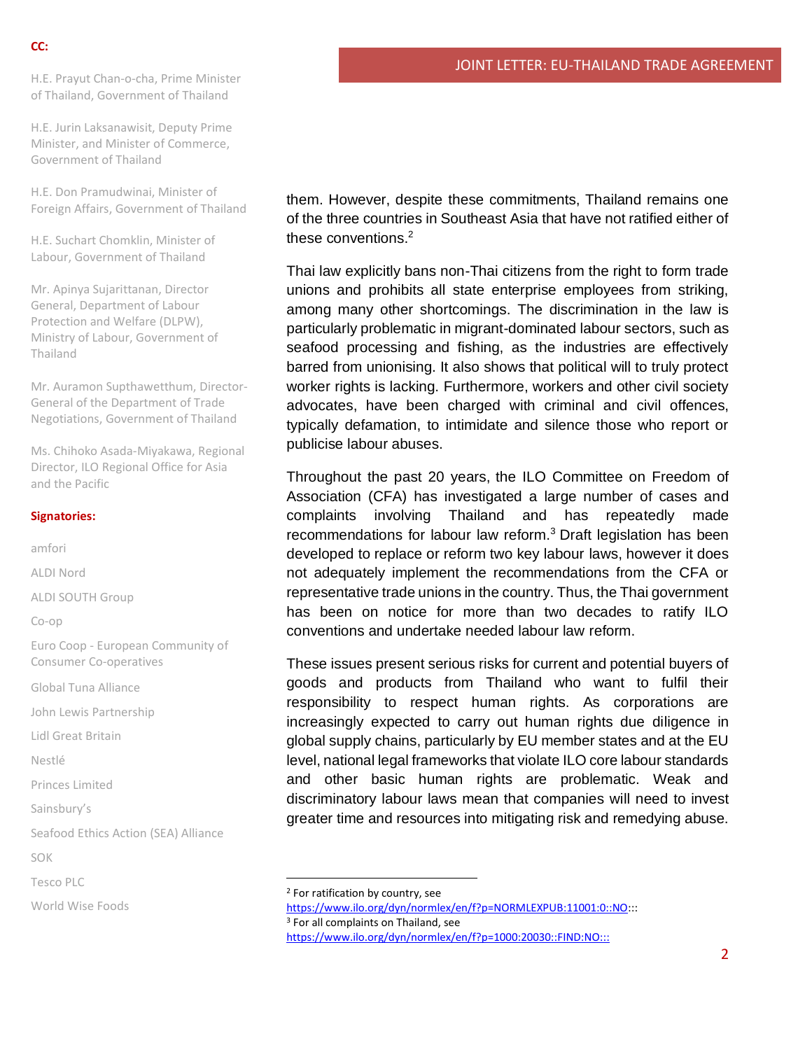**CC:**

H.E. Prayut Chan-o-cha, Prime Minister of Thailand, Government of Thailand

H.E. Jurin Laksanawisit, Deputy Prime Minister, and Minister of Commerce, Government of Thailand

H.E. Don Pramudwinai, Minister of Foreign Affairs, Government of Thailand

H.E. Suchart Chomklin, Minister of Labour, Government of Thailand

Mr. Apinya Sujarittanan, Director General, Department of Labour Protection and Welfare (DLPW), Ministry of Labour, Government of Thailand

Mr. Auramon Supthawetthum, Director-General of the Department of Trade Negotiations, Government of Thailand

Ms. Chihoko Asada-Miyakawa, Regional Director, ILO Regional Office for Asia and the Pacific

**Signatories:**

amfori

ALDI Nord

ALDI SOUTH Group

Co-op

Euro Coop - European Community of Consumer Co-operatives

Global Tuna Alliance

John Lewis Partnership

Lidl Great Britain

Nestlé

Princes Limited

Sainsbury's

Seafood Ethics Action (SEA) Alliance

SOK

Tesco PLC

World Wise Foods

them. However, despite these commitments, Thailand remains one of the three countries in Southeast Asia that have not ratified either of these conventions.[2]

Thai law explicitly bans non-Thai citizens from the right to form trade unions and prohibits all state enterprise employees from striking, among many other shortcomings. The discrimination in the law is particularly problematic in migrant-dominated labour sectors, such as seafood processing and fishing, as the industries are effectively barred from unionising. It also shows that political will to truly protect worker rights is lacking. Furthermore, workers and other civil society advocates, have been charged with criminal and civil offences, typically defamation, to intimidate and silence those who report or publicise labour abuses.

Throughout the past 20 years, the ILO Committee on Freedom of Association (CFA) has investigated a large number of cases and complaints involving Thailand and has repeatedly made recommendations for labour law reform.[3] Draft legislation has been developed to replace or reform two key labour laws, however it does not adequately implement the recommendations from the CFA or representative trade unions in the country. Thus, the Thai government has been on notice for more than two decades to ratify ILO conventions and undertake needed labour law reform.

These issues present serious risks for current and potential buyers of goods and products from Thailand who want to fulfil their responsibility to respect human rights. As corporations are increasingly expected to carry out human rights due diligence in global supply chains, particularly by EU member states and at the EU level, national legal frameworks that violate ILO core labour standards and other basic human rights are problematic. Weak and discriminatory labour laws mean that companies will need to invest greater time and resources into mitigating risk and remedying abuse.

---

[2] For ratification by country, see https://www.ilo.org/dyn/normlex/en/f?p=NORMLEXPUB:11001:0::NO:::

[3] For all complaints on Thailand, see https://www.ilo.org/dyn/normlex/en/f?p=1000:20030::FIND:NO:::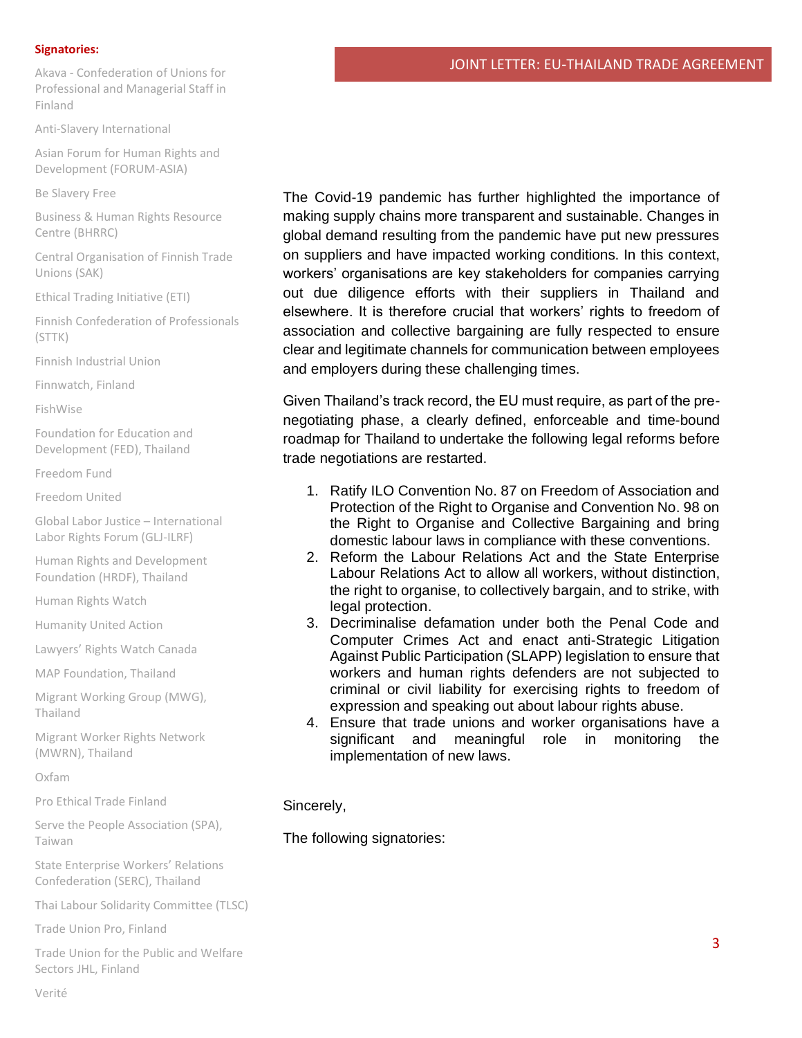The Covid-19 pandemic has further highlighted the importance of making supply chains more transparent and sustainable. Changes in global demand resulting from the pandemic have put new pressures on suppliers and have impacted working conditions. In this context, workers' organisations are key stakeholders for companies carrying out due diligence efforts with their suppliers in Thailand and elsewhere. It is therefore crucial that workers' rights to freedom of association and collective bargaining are fully respected to ensure clear and legitimate channels for communication between employees and employers during these challenging times.

Given Thailand's track record, the EU must require, as part of the pre-negotiating phase, a clearly defined, enforceable and time-bound roadmap for Thailand to undertake the following legal reforms before trade negotiations are restarted.

1. Ratify ILO Convention No. 87 on Freedom of Association and Protection of the Right to Organise and Convention No. 98 on the Right to Organise and Collective Bargaining and bring domestic labour laws in compliance with these conventions.
2. Reform the Labour Relations Act and the State Enterprise Labour Relations Act to allow all workers, without distinction, the right to organise, to collectively bargain, and to strike, with legal protection.
3. Decriminalise defamation under both the Penal Code and Computer Crimes Act and enact anti-Strategic Litigation Against Public Participation (SLAPP) legislation to ensure that workers and human rights defenders are not subjected to criminal or civil liability for exercising rights to freedom of expression and speaking out about labour rights abuse.
4. Ensure that trade unions and worker organisations have a significant and meaningful role in monitoring the implementation of new laws.

Sincerely,

The following signatories:

**Signatories:**

Akava - Confederation of Unions for Professional and Managerial Staff in Finland

Anti-Slavery International

Asian Forum for Human Rights and Development (FORUM-ASIA)

Be Slavery Free

Business & Human Rights Resource Centre (BHRRC)

Central Organisation of Finnish Trade Unions (SAK)

Ethical Trading Initiative (ETI)

Finnish Confederation of Professionals (STTK)

Finnish Industrial Union

Finnwatch, Finland

FishWise

Foundation for Education and Development (FED), Thailand

Freedom Fund

Freedom United

Global Labor Justice – International Labor Rights Forum (GLJ-ILRF)

Human Rights and Development Foundation (HRDF), Thailand

Human Rights Watch

Humanity United Action

Lawyers' Rights Watch Canada

MAP Foundation, Thailand

Migrant Working Group (MWG), Thailand

Migrant Worker Rights Network (MWRN), Thailand

Oxfam

Pro Ethical Trade Finland

Serve the People Association (SPA), Taiwan

State Enterprise Workers' Relations Confederation (SERC), Thailand

Thai Labour Solidarity Committee (TLSC)

Trade Union Pro, Finland

Trade Union for the Public and Welfare Sectors JHL, Finland

Verité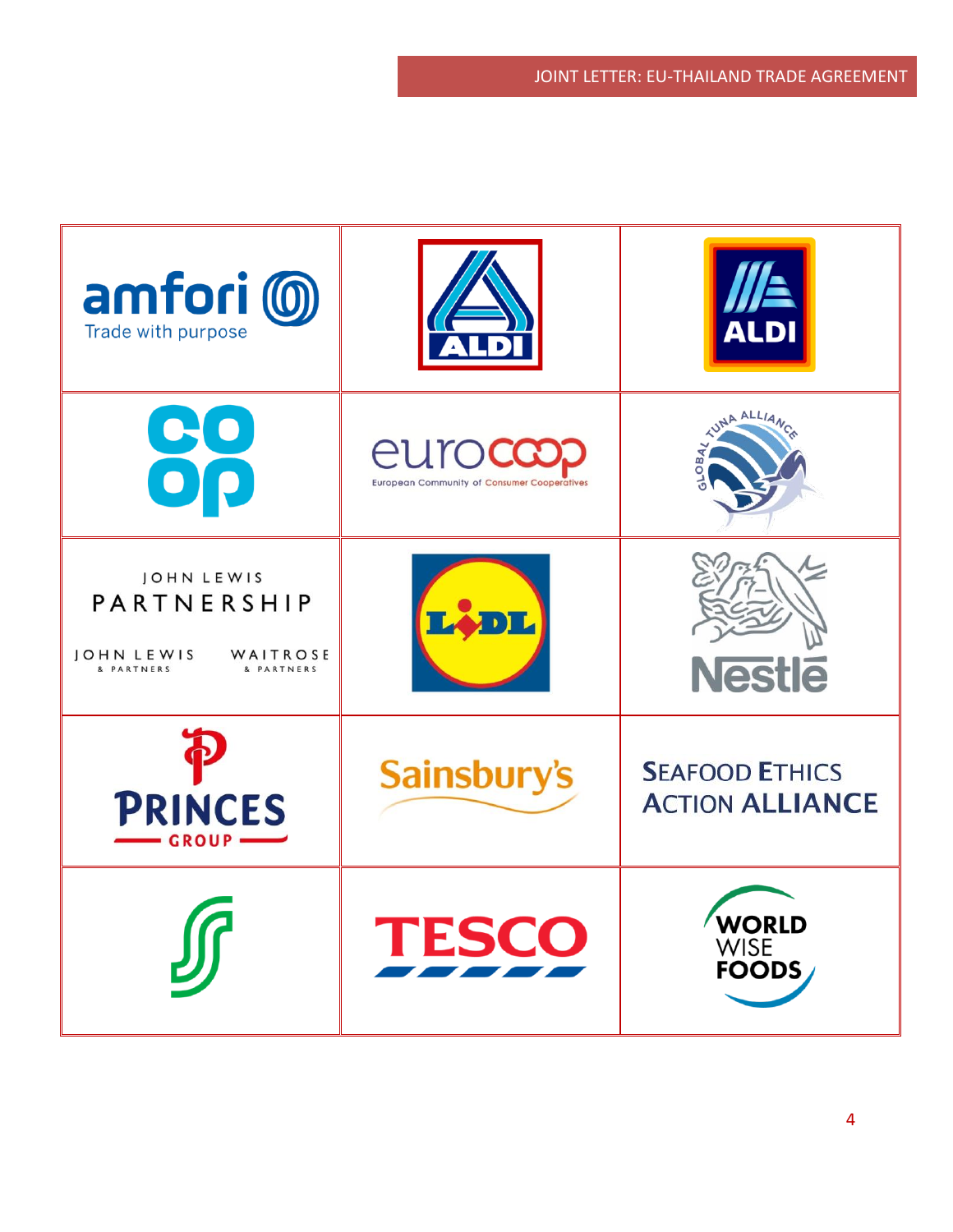| | | |
|---|---|---|
| amfori Trade with purpose | ALDI | ALDI |
| co op | eurocoop European Community of Consumer Cooperatives | GLOBAL TUNA ALLIANCE |
| JOHN LEWIS PARTNERSHIP JOHN LEWIS & PARTNERS WAITROSE & PARTNERS | LIDL | Nestlé |
| PRINCES GROUP | Sainsbury's | SEAFOOD ETHICS ACTION ALLIANCE |
| | TESCO | WORLD WISE FOODS |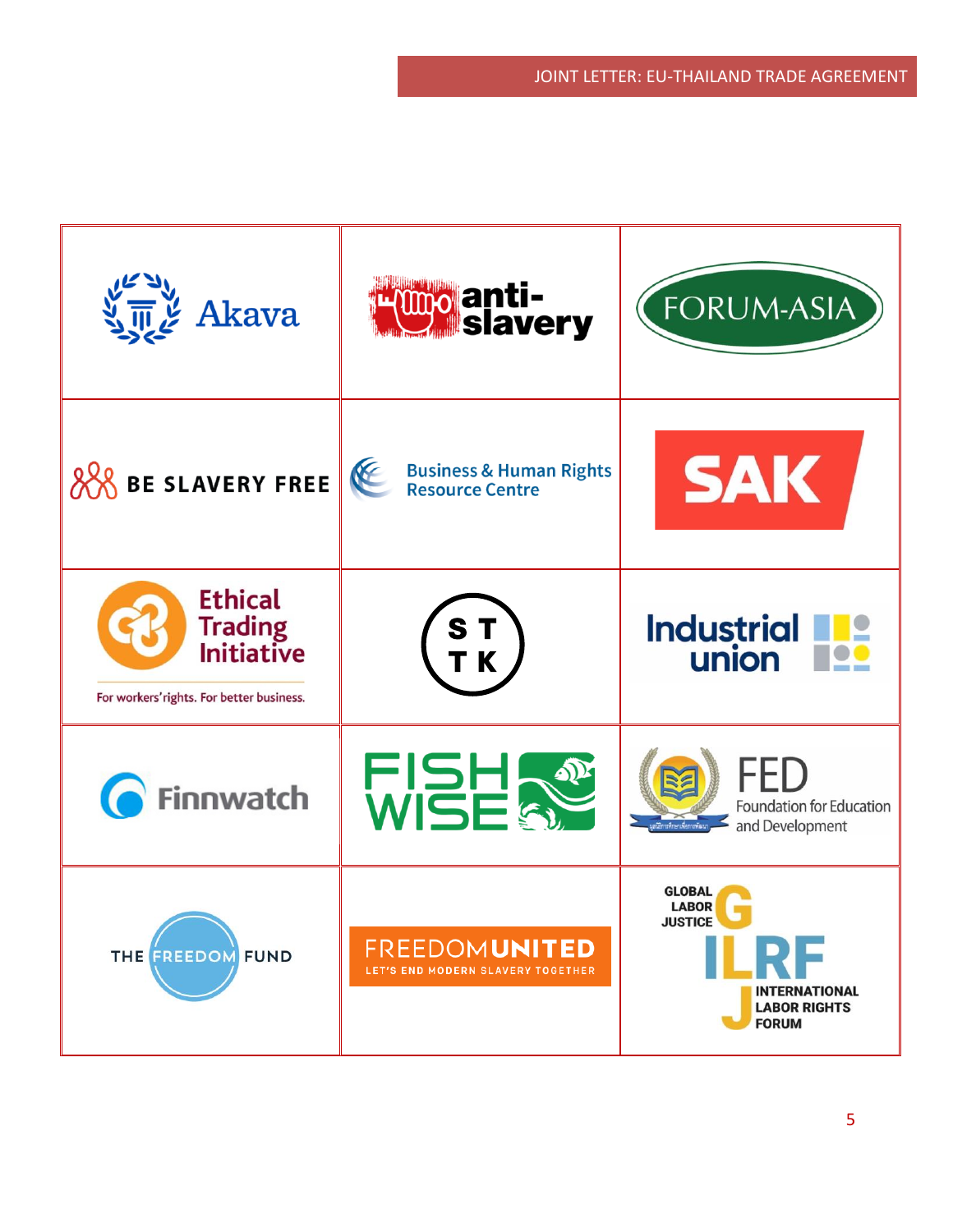| | | |
|---|---|---|
| Akava | anti-slavery | FORUM-ASIA |
| BE SLAVERY FREE | Business & Human Rights Resource Centre | SAK |
| Ethical Trading Initiative<br>For workers' rights. For better business. | S T T K | Industrial union |
| Finnwatch | FISH WISE | FED Foundation for Education and Development |
| THE FREEDOM FUND | FREEDOMUNITED LET'S END MODERN SLAVERY TOGETHER | GLOBAL LABOR JUSTICE ILRF INTERNATIONAL LABOR RIGHTS FORUM |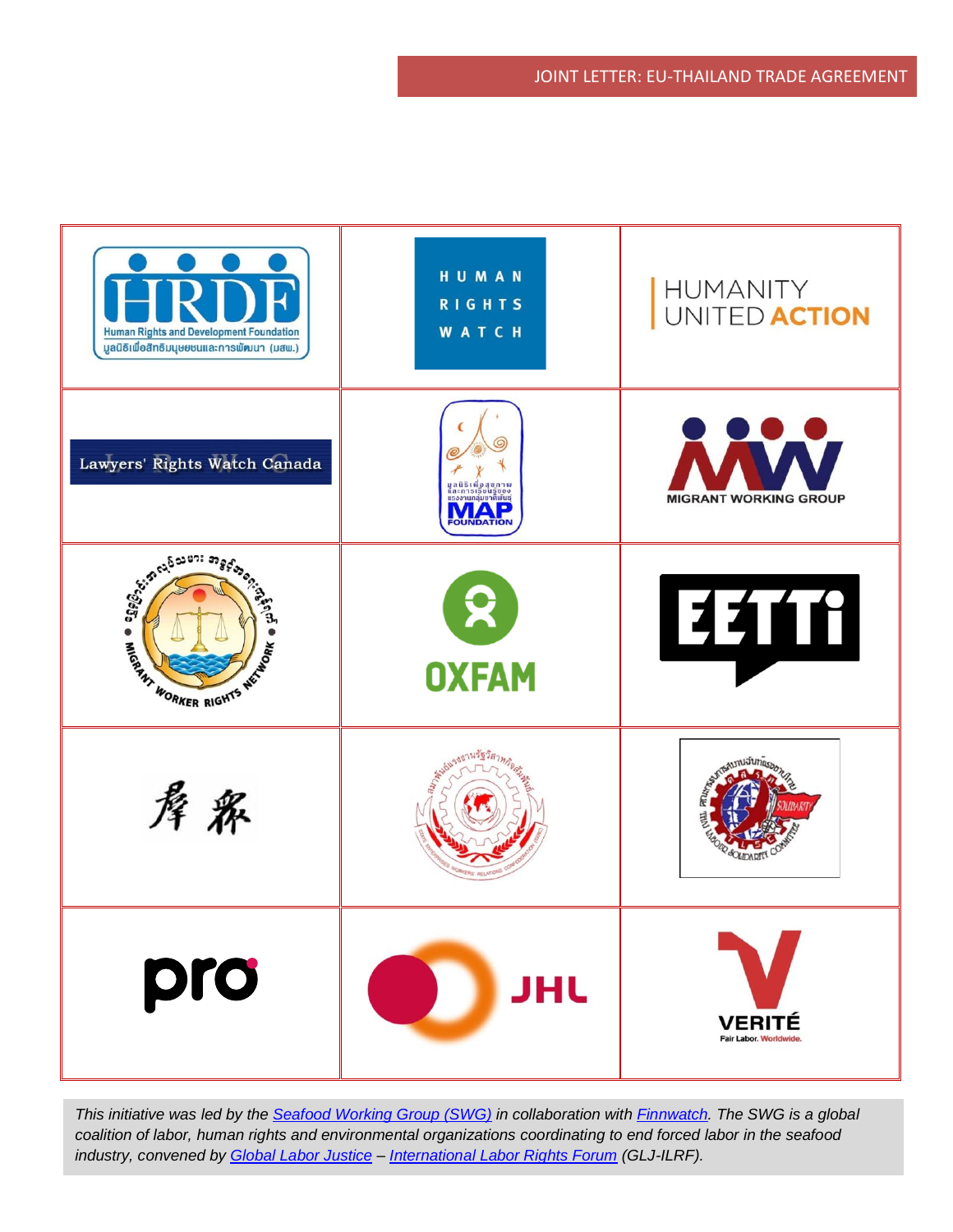| | | |
|---|---|---|
| HRDF Human Rights and Development Foundation มูลนิธิเพื่อสิทธิมนุษยชนและการพัฒนา (มสพ.) | HUMAN RIGHTS WATCH | HUMANITY UNITED ACTION |
| Lawyers' Rights Watch Canada | MAP FOUNDATION | MIGRANT WORKING GROUP |
| MIGRANT WORKER RIGHTS NETWORK | OXFAM | EETTi |
| 摩羯 | | THAI LABOUR SOLIDARITY COMMITTEE |
| pro | JHL | VERITÉ Fair Labor. Worldwide. |

*This initiative was led by the Seafood Working Group (SWG) in collaboration with Finnwatch. The SWG is a global coalition of labor, human rights and environmental organizations coordinating to end forced labor in the seafood industry, convened by Global Labor Justice – International Labor Rights Forum (GLJ-ILRF).*